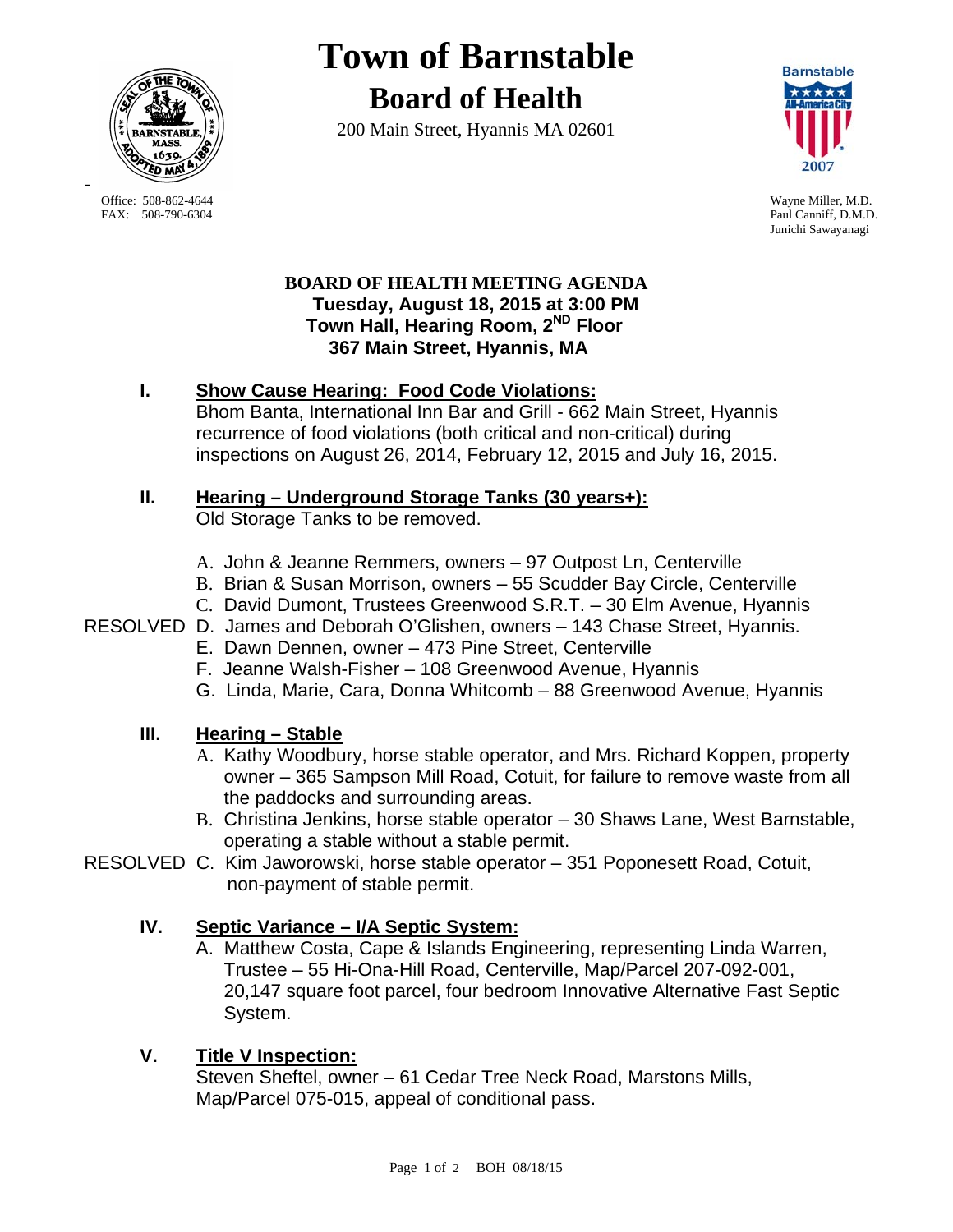# Town of Barnstable

## Board of Health

200 Main Street, Hyannis MA 02601

Office: 508-862-4644
FAX: 508-790-6304

Wayne Miller, M.D.
Paul Canniff, D.M.D.
Junichi Sawayanagi

### BOARD OF HEALTH MEETING AGENDA

**Tuesday, August 18, 2015 at 3:00 PM**
**Town Hall, Hearing Room, 2ND Floor**
**367 Main Street, Hyannis, MA**

**I. Show Cause Hearing: Food Code Violations:**

Bhom Banta, International Inn Bar and Grill - 662 Main Street, Hyannis recurrence of food violations (both critical and non-critical) during inspections on August 26, 2014, February 12, 2015 and July 16, 2015.

**II. Hearing – Underground Storage Tanks (30 years+):**

Old Storage Tanks to be removed.

A. John & Jeanne Remmers, owners – 97 Outpost Ln, Centerville
B. Brian & Susan Morrison, owners – 55 Scudder Bay Circle, Centerville
C. David Dumont, Trustees Greenwood S.R.T. – 30 Elm Avenue, Hyannis
RESOLVED D. James and Deborah O'Glishen, owners – 143 Chase Street, Hyannis.
E. Dawn Dennen, owner – 473 Pine Street, Centerville
F. Jeanne Walsh-Fisher – 108 Greenwood Avenue, Hyannis
G. Linda, Marie, Cara, Donna Whitcomb – 88 Greenwood Avenue, Hyannis

**III. Hearing – Stable**

A. Kathy Woodbury, horse stable operator, and Mrs. Richard Koppen, property owner – 365 Sampson Mill Road, Cotuit, for failure to remove waste from all the paddocks and surrounding areas.
B. Christina Jenkins, horse stable operator – 30 Shaws Lane, West Barnstable, operating a stable without a stable permit.
RESOLVED C. Kim Jaworowski, horse stable operator – 351 Poponesett Road, Cotuit, non-payment of stable permit.

**IV. Septic Variance – I/A Septic System:**

A. Matthew Costa, Cape & Islands Engineering, representing Linda Warren, Trustee – 55 Hi-Ona-Hill Road, Centerville, Map/Parcel 207-092-001, 20,147 square foot parcel, four bedroom Innovative Alternative Fast Septic System.

**V. Title V Inspection:**

Steven Sheftel, owner – 61 Cedar Tree Neck Road, Marstons Mills, Map/Parcel 075-015, appeal of conditional pass.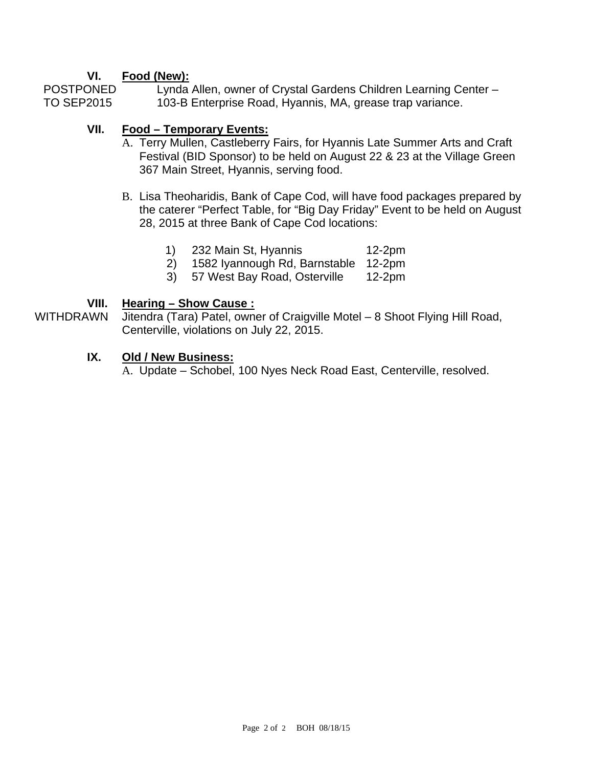## VI. Food (New):

POSTPONED TO SEP2015 — Lynda Allen, owner of Crystal Gardens Children Learning Center – 103-B Enterprise Road, Hyannis, MA, grease trap variance.

## VII. Food – Temporary Events:

A. Terry Mullen, Castleberry Fairs, for Hyannis Late Summer Arts and Craft Festival (BID Sponsor) to be held on August 22 & 23 at the Village Green 367 Main Street, Hyannis, serving food.

B. Lisa Theoharidis, Bank of Cape Cod, will have food packages prepared by the caterer "Perfect Table, for "Big Day Friday" Event to be held on August 28, 2015 at three Bank of Cape Cod locations:

| | | |
|---|---|---|
| 1) | 232 Main St, Hyannis | 12-2pm |
| 2) | 1582 Iyannough Rd, Barnstable | 12-2pm |
| 3) | 57 West Bay Road, Osterville | 12-2pm |

## VIII. Hearing – Show Cause :

WITHDRAWN — Jitendra (Tara) Patel, owner of Craigville Motel – 8 Shoot Flying Hill Road, Centerville, violations on July 22, 2015.

## IX. Old / New Business:

A. Update – Schobel, 100 Nyes Neck Road East, Centerville, resolved.